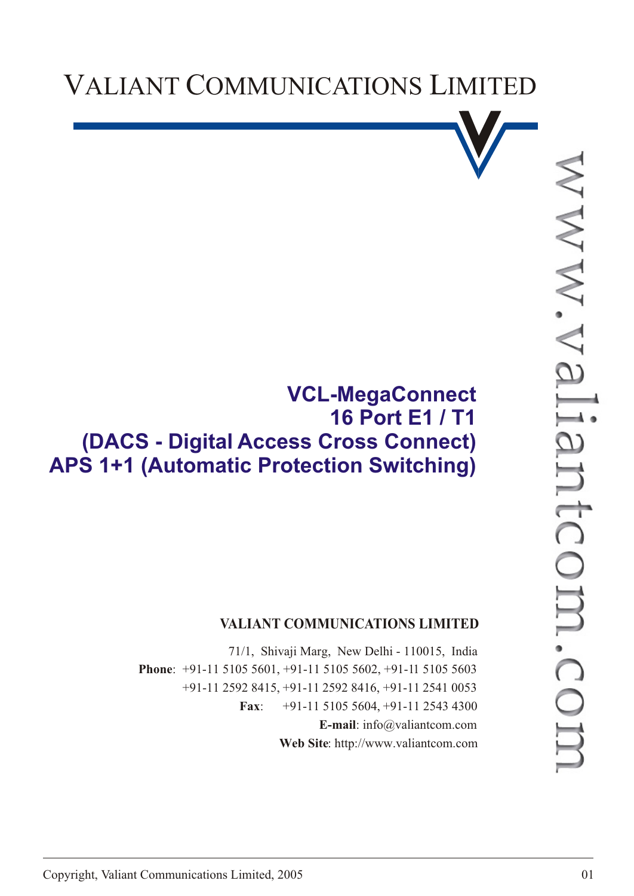# VALIANT COMMUNICATIONS LIMITED

www.valiantcom.com

## VCL-MegaConnect
## 16 Port E1 / T1
## (DACS - Digital Access Cross Connect)
## APS 1+1 (Automatic Protection Switching)

**VALIANT COMMUNICATIONS LIMITED**

71/1, Shivaji Marg, New Delhi - 110015, India

**Phone**: +91-11 5105 5601, +91-11 5105 5602, +91-11 5105 5603
+91-11 2592 8415, +91-11 2592 8416, +91-11 2541 0053

**Fax**: +91-11 5105 5604, +91-11 2543 4300

**E-mail**: info@valiantcom.com

**Web Site**: http://www.valiantcom.com

Copyright, Valiant Communications Limited, 2005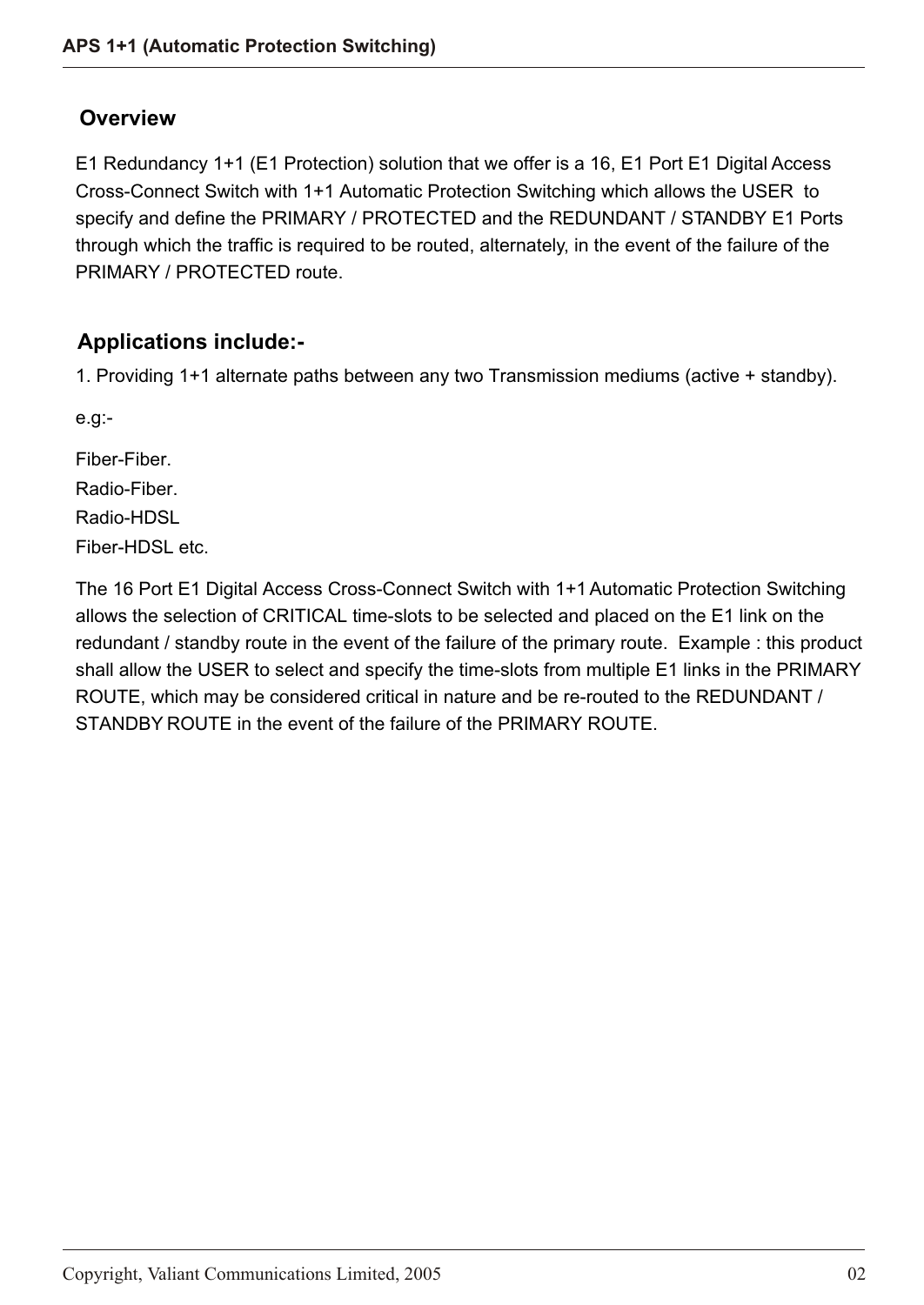## Overview

E1 Redundancy 1+1 (E1 Protection) solution that we offer is a 16, E1 Port E1 Digital Access Cross-Connect Switch with 1+1 Automatic Protection Switching which allows the USER to specify and define the PRIMARY / PROTECTED and the REDUNDANT / STANDBY E1 Ports through which the traffic is required to be routed, alternately, in the event of the failure of the PRIMARY / PROTECTED route.

## Applications include:-

1. Providing 1+1 alternate paths between any two Transmission mediums (active + standby).

e.g:-

Fiber-Fiber.
Radio-Fiber.
Radio-HDSL
Fiber-HDSL etc.

The 16 Port E1 Digital Access Cross-Connect Switch with 1+1 Automatic Protection Switching allows the selection of CRITICAL time-slots to be selected and placed on the E1 link on the redundant / standby route in the event of the failure of the primary route. Example : this product shall allow the USER to select and specify the time-slots from multiple E1 links in the PRIMARY ROUTE, which may be considered critical in nature and be re-routed to the REDUNDANT / STANDBY ROUTE in the event of the failure of the PRIMARY ROUTE.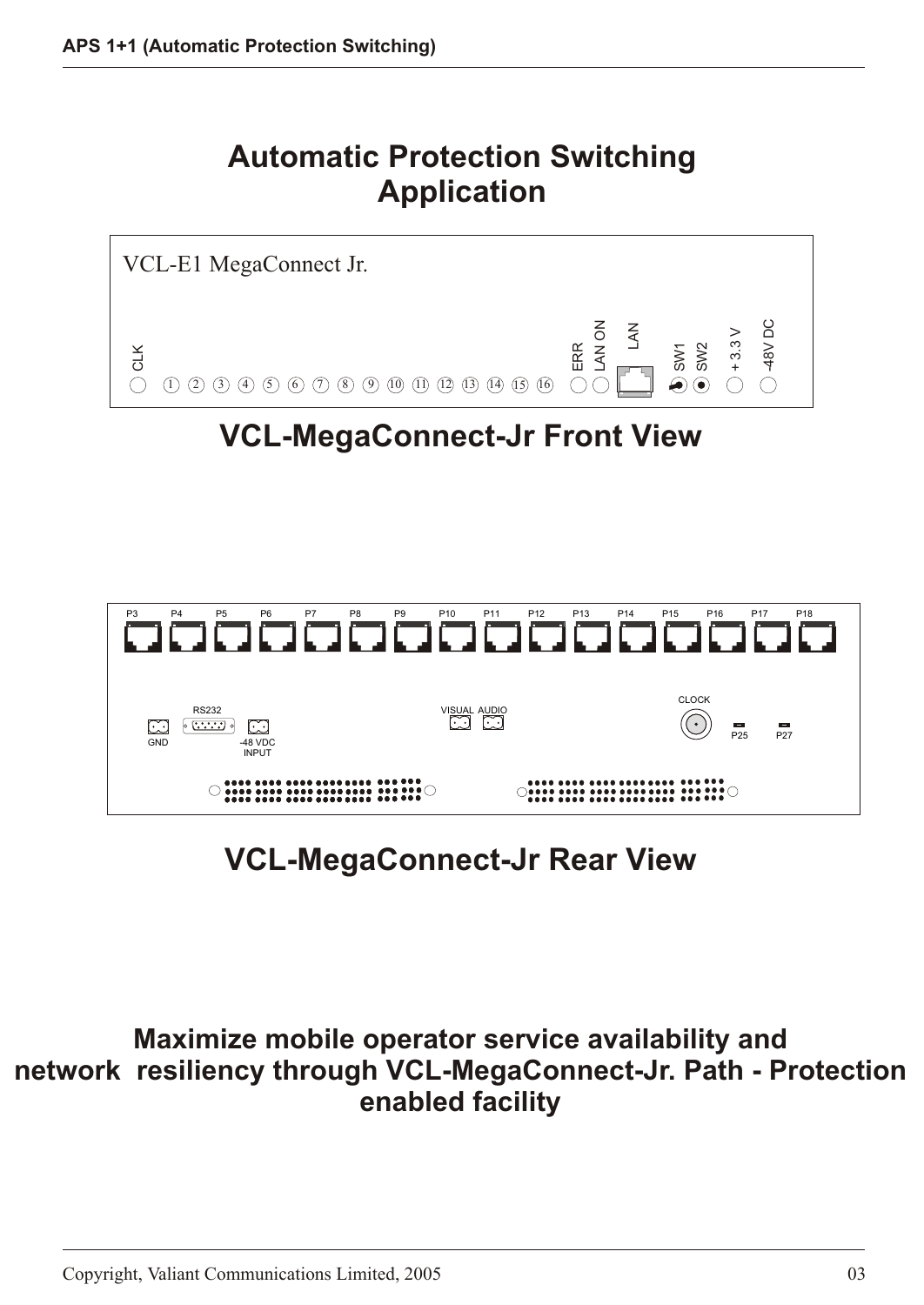# Automatic Protection Switching Application

VCL-E1 MegaConnect Jr.

CLK 1 2 3 4 5 6 7 8 9 10 11 12 13 14 15 16 ERR LAN ON LAN SW1 SW2 + 3.3 V -48V DC

## VCL-MegaConnect-Jr Front View

P3 P4 P5 P6 P7 P8 P9 P10 P11 P12 P13 P14 P15 P16 P17 P18

RS232 GND -48 VDC INPUT VISUAL AUDIO CLOCK P25 P27

## VCL-MegaConnect-Jr Rear View

## Maximize mobile operator service availability and network resiliency through VCL-MegaConnect-Jr. Path - Protection enabled facility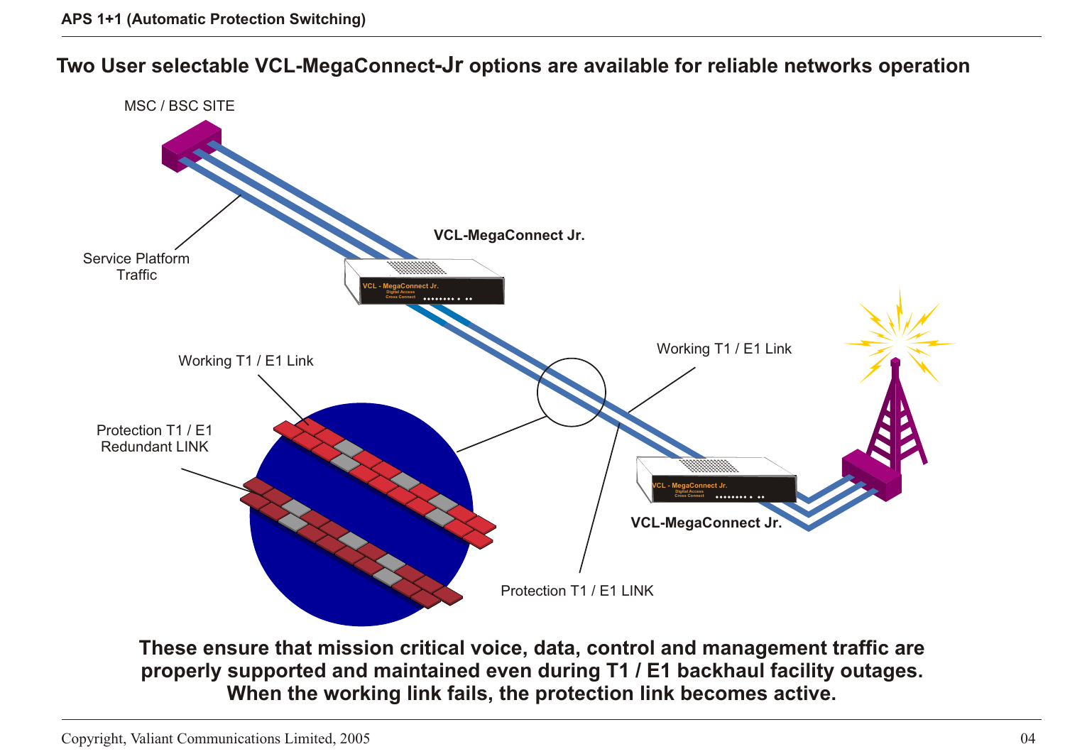## Two User selectable VCL-MegaConnect-Jr options are available for reliable networks operation

MSC / BSC SITE

Service Platform Traffic

VCL-MegaConnect Jr.

Working T1 / E1 Link

Protection T1 / E1 Redundant LINK

Working T1 / E1 Link

VCL-MegaConnect Jr.

Protection T1 / E1 LINK

**These ensure that mission critical voice, data, control and management traffic are properly supported and maintained even during T1 / E1 backhaul facility outages. When the working link fails, the protection link becomes active.**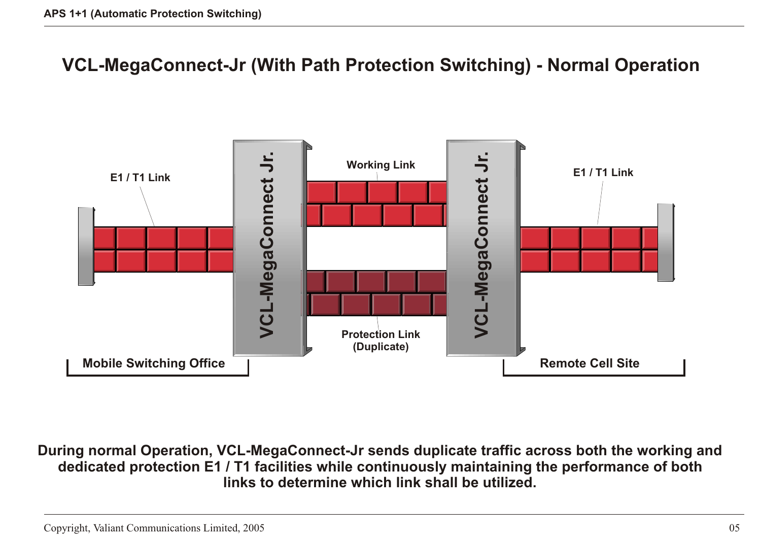# VCL-MegaConnect-Jr (With Path Protection Switching) - Normal Operation

E1 / T1 Link

VCL-MegaConnect Jr.

Working Link

VCL-MegaConnect Jr.

E1 / T1 Link

Protection Link (Duplicate)

Mobile Switching Office

Remote Cell Site

**During normal Operation, VCL-MegaConnect-Jr sends duplicate traffic across both the working and dedicated protection E1 / T1 facilities while continuously maintaining the performance of both links to determine which link shall be utilized.**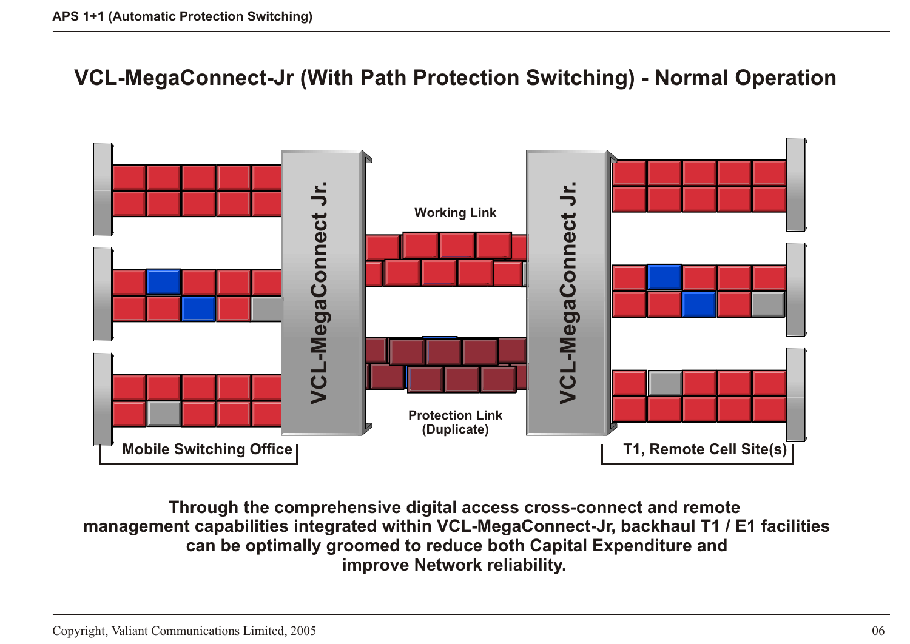# VCL-MegaConnect-Jr (With Path Protection Switching) - Normal Operation

VCL-MegaConnect Jr.

Working Link

VCL-MegaConnect Jr.

Protection Link (Duplicate)

Mobile Switching Office

T1, Remote Cell Site(s)

**Through the comprehensive digital access cross-connect and remote management capabilities integrated within VCL-MegaConnect-Jr, backhaul T1 / E1 facilities can be optimally groomed to reduce both Capital Expenditure and improve Network reliability.**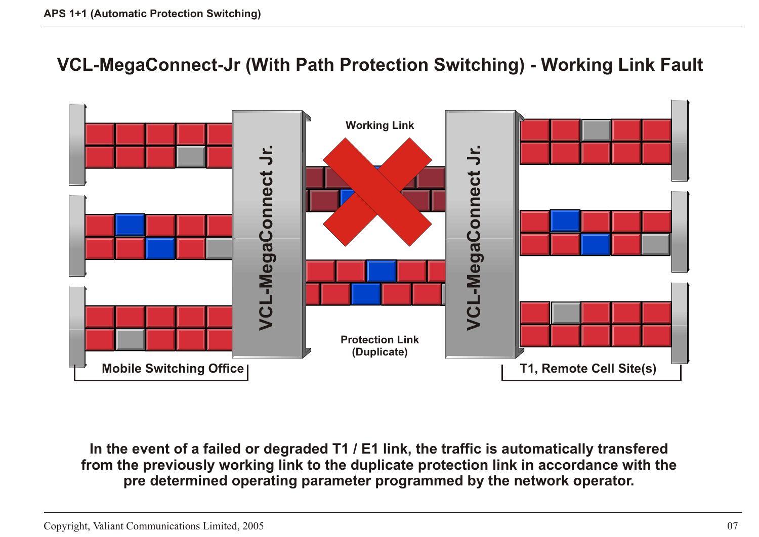# VCL-MegaConnect-Jr (With Path Protection Switching) - Working Link Fault

VCL-MegaConnect Jr.

Working Link

VCL-MegaConnect Jr.

Protection Link (Duplicate)

Mobile Switching Office

T1, Remote Cell Site(s)

**In the event of a failed or degraded T1 / E1 link, the traffic is automatically transfered from the previously working link to the duplicate protection link in accordance with the pre determined operating parameter programmed by the network operator.**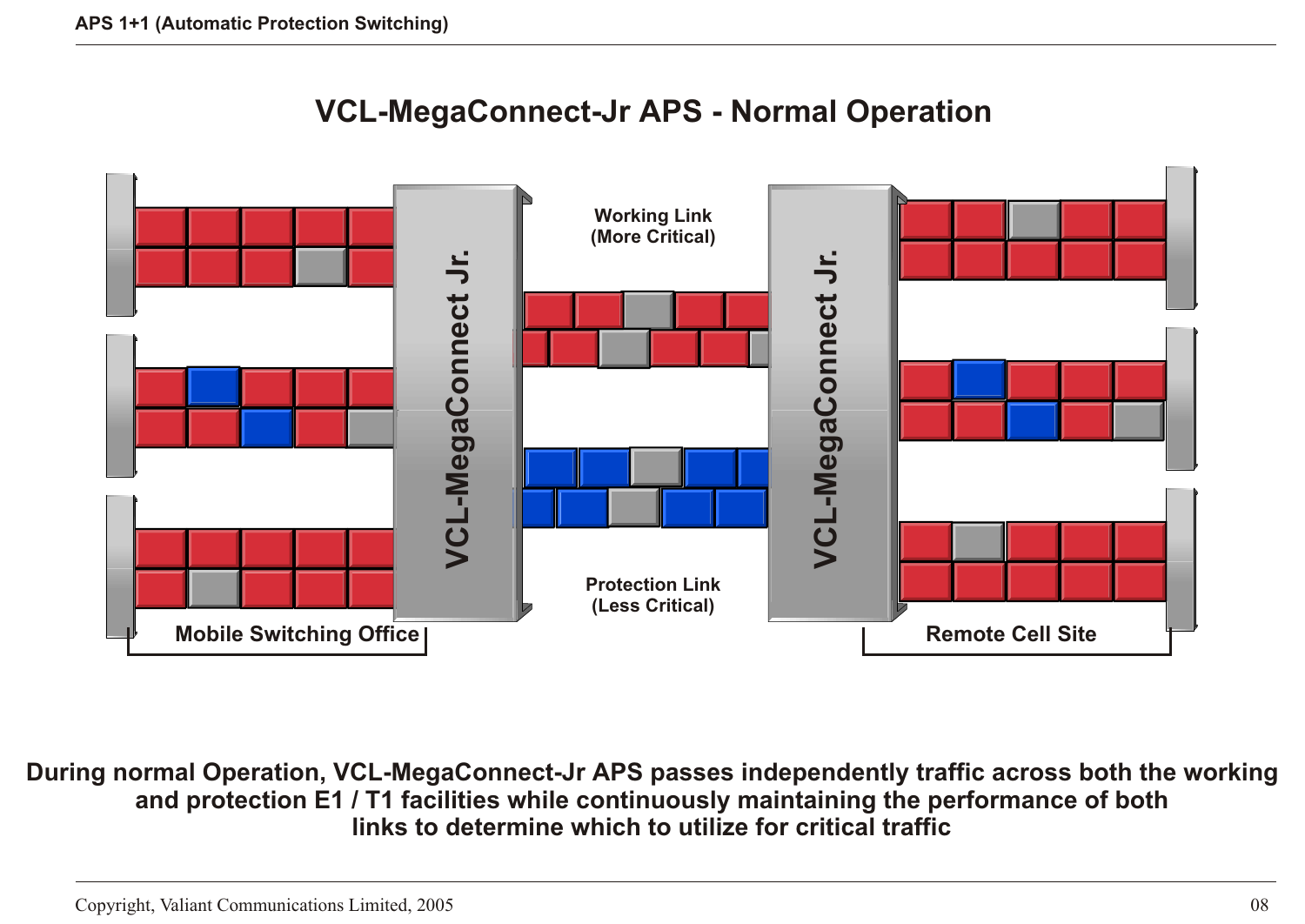# VCL-MegaConnect-Jr APS - Normal Operation

VCL-MegaConnect Jr.

Working Link
(More Critical)

VCL-MegaConnect Jr.

Protection Link
(Less Critical)

Mobile Switching Office

Remote Cell Site

**During normal Operation, VCL-MegaConnect-Jr APS passes independently traffic across both the working and protection E1 / T1 facilities while continuously maintaining the performance of both links to determine which to utilize for critical traffic**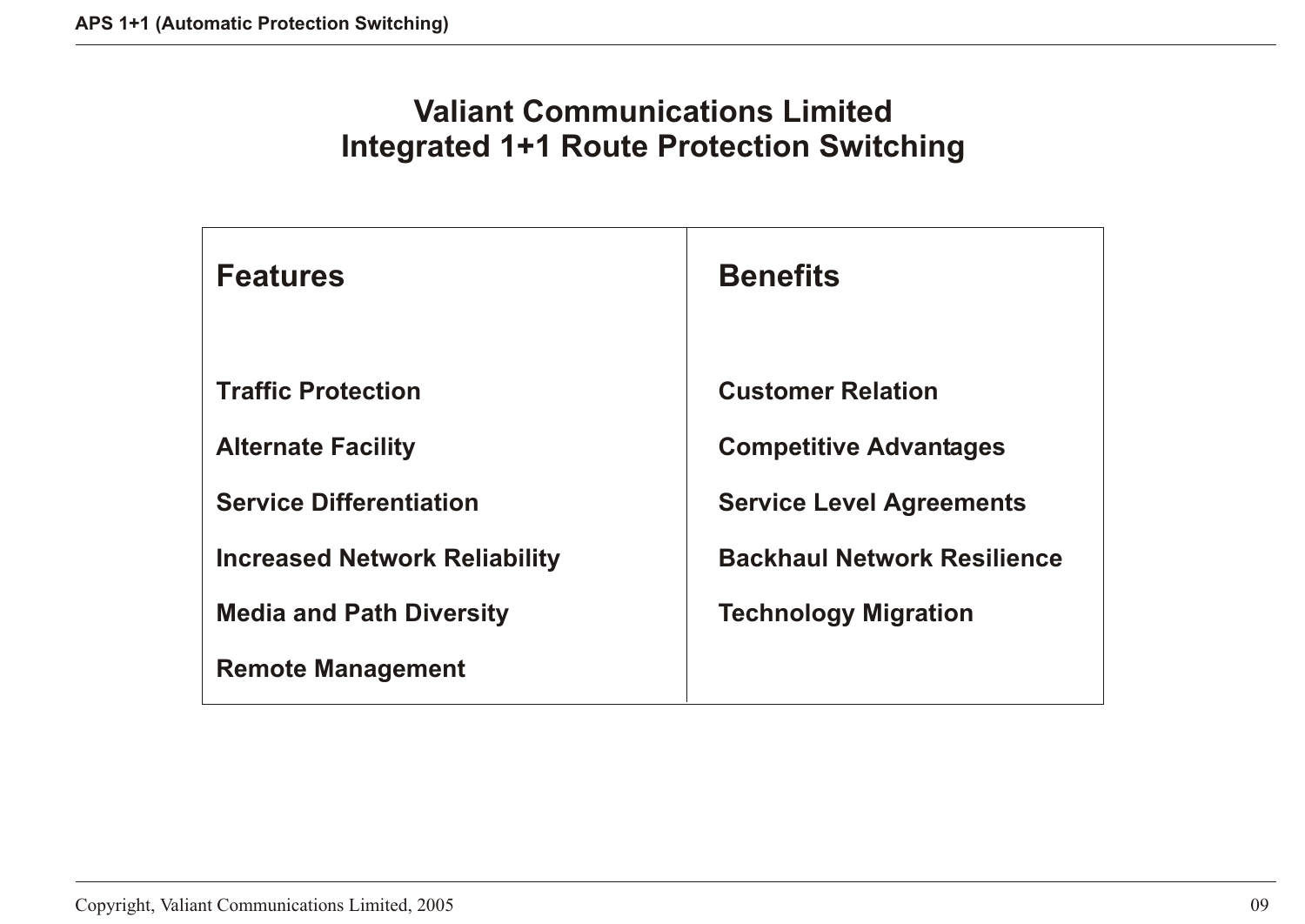# Valiant Communications Limited
# Integrated 1+1 Route Protection Switching

| Features | Benefits |
| --- | --- |
| Traffic Protection | Customer Relation |
| Alternate Facility | Competitive Advantages |
| Service Differentiation | Service Level Agreements |
| Increased Network Reliability | Backhaul Network Resilience |
| Media and Path Diversity | Technology Migration |
| Remote Management | |

Copyright, Valiant Communications Limited, 2005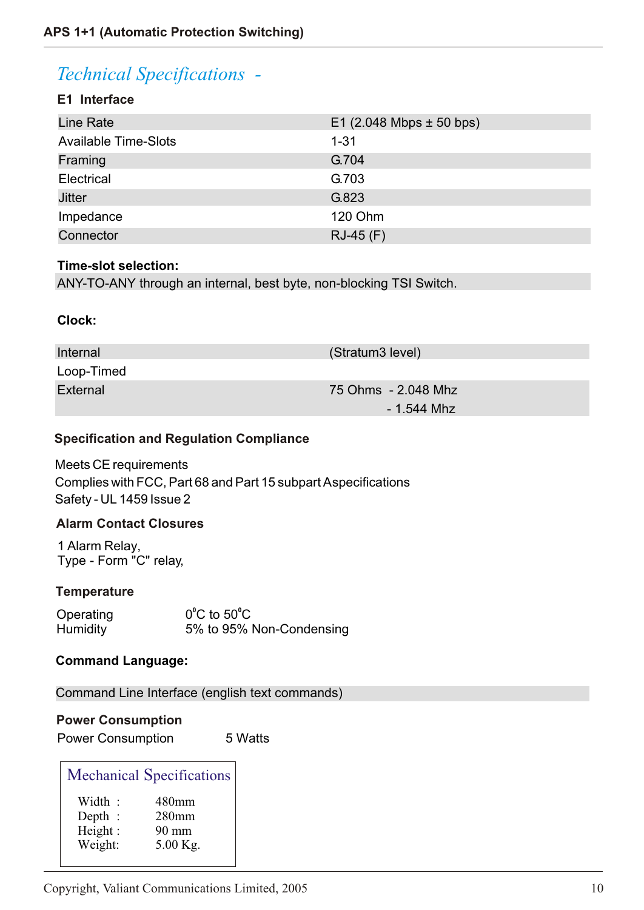## *Technical Specifications -*

### E1 Interface

| | |
|---|---|
| Line Rate | E1 (2.048 Mbps ± 50 bps) |
| Available Time-Slots | 1-31 |
| Framing | G.704 |
| Electrical | G.703 |
| Jitter | G.823 |
| Impedance | 120 Ohm |
| Connector | RJ-45 (F) |

### Time-slot selection:

ANY-TO-ANY through an internal, best byte, non-blocking TSI Switch.

### Clock:

| | |
|---|---|
| Internal | (Stratum3 level) |
| Loop-Timed | |
| External | 75 Ohms - 2.048 Mhz<br>- 1.544 Mhz |

### Specification and Regulation Compliance

Meets CE requirements
Complies with FCC, Part 68 and Part 15 subpart Aspecifications
Safety - UL 1459 Issue 2

### Alarm Contact Closures

1 Alarm Relay,
Type - Form "C" relay,

### Temperature

| | |
|---|---|
| Operating | 0°C to 50°C |
| Humidity | 5% to 95% Non-Condensing |

### Command Language:

Command Line Interface (english text commands)

### Power Consumption

Power Consumption 5 Watts

### Mechanical Specifications

| | |
|---|---|
| Width : | 480mm |
| Depth : | 280mm |
| Height : | 90 mm |
| Weight: | 5.00 Kg. |

Copyright, Valiant Communications Limited, 2005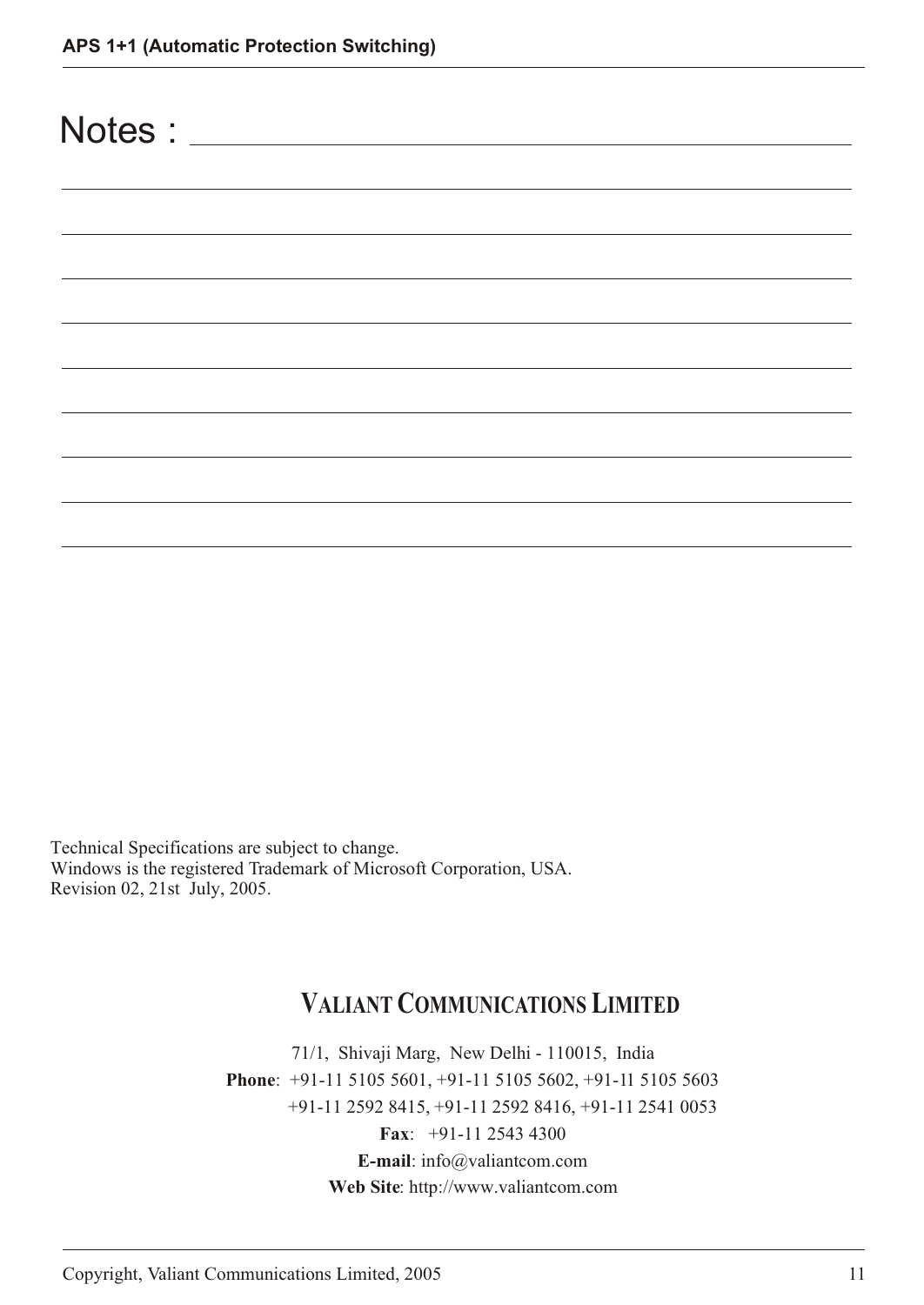Notes :

Technical Specifications are subject to change.
Windows is the registered Trademark of Microsoft Corporation, USA.
Revision 02, 21st July, 2005.

## VALIANT COMMUNICATIONS LIMITED

71/1, Shivaji Marg, New Delhi - 110015, India

**Phone**: +91-11 5105 5601, +91-11 5105 5602, +91-11 5105 5603
+91-11 2592 8415, +91-11 2592 8416, +91-11 2541 0053

**Fax**: +91-11 2543 4300

**E-mail**: info@valiantcom.com

**Web Site**: http://www.valiantcom.com

Copyright, Valiant Communications Limited, 2005